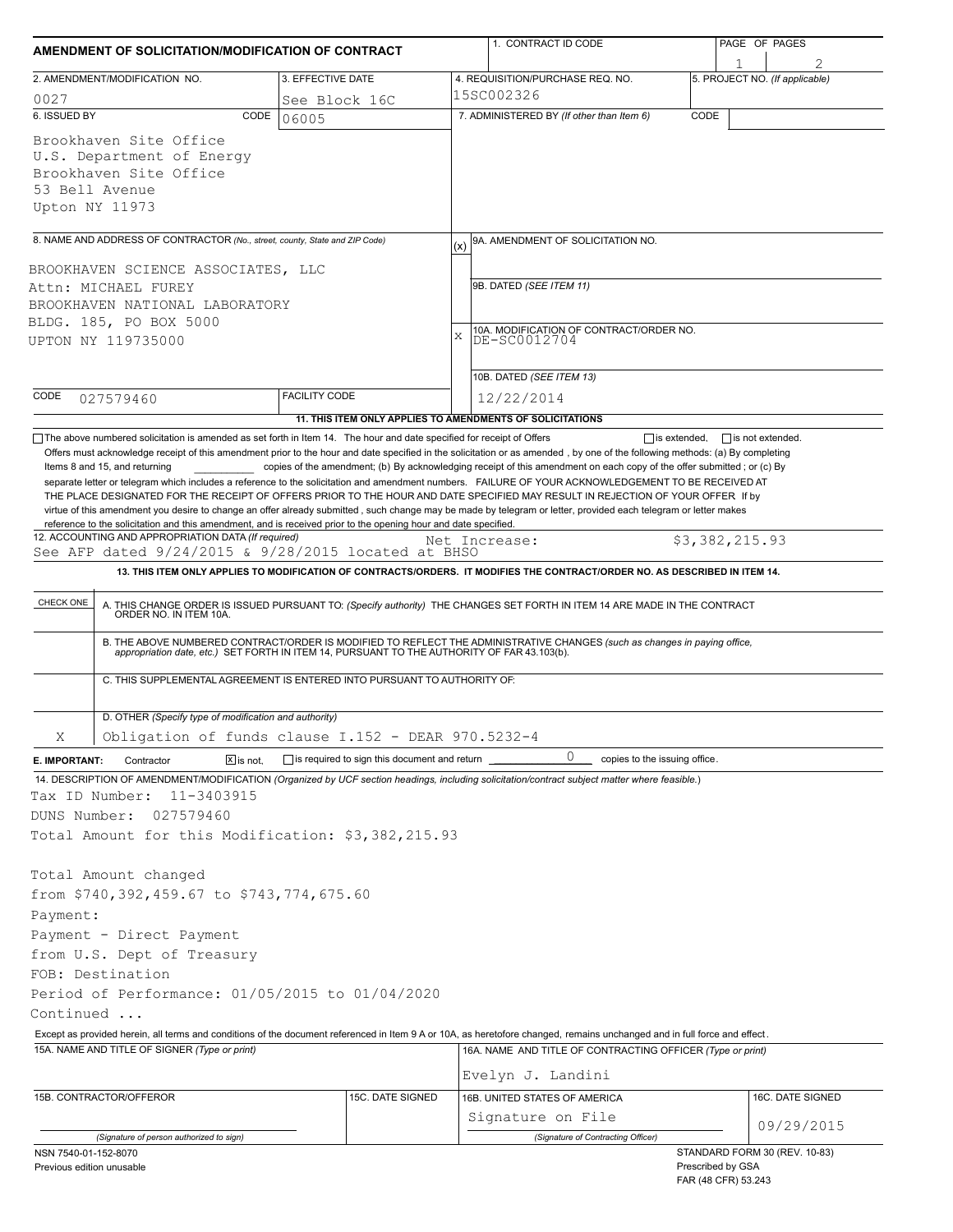# AMENDMENT OF SOLICITATION/MODIFICATION OF CONTRACT

| 1. CONTRACT ID CODE | PAGE OF PAGES |
|---|---|
| | 1 of 2 |

| 2. AMENDMENT/MODIFICATION NO. | 3. EFFECTIVE DATE | 4. REQUISITION/PURCHASE REQ. NO. | 5. PROJECT NO. (If applicable) |
|---|---|---|---|
| 0027 | See Block 16C | 15SC002326 | |

**6. ISSUED BY** CODE 06005

Brookhaven Site Office
U.S. Department of Energy
Brookhaven Site Office
53 Bell Avenue
Upton NY 11973

**7. ADMINISTERED BY** (If other than Item 6) CODE

**8. NAME AND ADDRESS OF CONTRACTOR** (No., street, county, State and ZIP Code)

BROOKHAVEN SCIENCE ASSOCIATES, LLC
Attn: MICHAEL FUREY
BROOKHAVEN NATIONAL LABORATORY
BLDG. 185, PO BOX 5000
UPTON NY 119735000

CODE 027579460 FACILITY CODE

(x) 9A. AMENDMENT OF SOLICITATION NO.

9B. DATED (SEE ITEM 11)

X 10A. MODIFICATION OF CONTRACT/ORDER NO. DE-SC0012704

10B. DATED (SEE ITEM 13) 12/22/2014

**11. THIS ITEM ONLY APPLIES TO AMENDMENTS OF SOLICITATIONS**

☐ The above numbered solicitation is amended as set forth in Item 14. The hour and date specified for receipt of Offers ☐ is extended, ☐ is not extended.

Offers must acknowledge receipt of this amendment prior to the hour and date specified in the solicitation or as amended , by one of the following methods: (a) By completing Items 8 and 15, and returning __________ copies of the amendment; (b) By acknowledging receipt of this amendment on each copy of the offer submitted ; or (c) By separate letter or telegram which includes a reference to the solicitation and amendment numbers. FAILURE OF YOUR ACKNOWLEDGEMENT TO BE RECEIVED AT THE PLACE DESIGNATED FOR THE RECEIPT OF OFFERS PRIOR TO THE HOUR AND DATE SPECIFIED MAY RESULT IN REJECTION OF YOUR OFFER If by virtue of this amendment you desire to change an offer already submitted , such change may be made by telegram or letter, provided each telegram or letter makes reference to the solicitation and this amendment, and is received prior to the opening hour and date specified.

**12. ACCOUNTING AND APPROPRIATION DATA** (If required)
See AFP dated 9/24/2015 & 9/28/2015 located at BHSO Net Increase: $3,382,215.93

**13. THIS ITEM ONLY APPLIES TO MODIFICATION OF CONTRACTS/ORDERS. IT MODIFIES THE CONTRACT/ORDER NO. AS DESCRIBED IN ITEM 14.**

| CHECK ONE | |
|---|---|
| | A. THIS CHANGE ORDER IS ISSUED PURSUANT TO: (Specify authority) THE CHANGES SET FORTH IN ITEM 14 ARE MADE IN THE CONTRACT ORDER NO. IN ITEM 10A. |
| | B. THE ABOVE NUMBERED CONTRACT/ORDER IS MODIFIED TO REFLECT THE ADMINISTRATIVE CHANGES (such as changes in paying office, appropriation date, etc.) SET FORTH IN ITEM 14, PURSUANT TO THE AUTHORITY OF FAR 43.103(b). |
| | C. THIS SUPPLEMENTAL AGREEMENT IS ENTERED INTO PURSUANT TO AUTHORITY OF: |
| X | D. OTHER (Specify type of modification and authority) Obligation of funds clause I.152 - DEAR 970.5232-4 |

**E. IMPORTANT:** Contractor ☒ is not, ☐ is required to sign this document and return 0 copies to the issuing office.

**14. DESCRIPTION OF AMENDMENT/MODIFICATION** (Organized by UCF section headings, including solicitation/contract subject matter where feasible.)

Tax ID Number: 11-3403915
DUNS Number: 027579460
Total Amount for this Modification: $3,382,215.93

Total Amount changed
from $740,392,459.67 to $743,774,675.60
Payment:
Payment - Direct Payment
from U.S. Dept of Treasury
FOB: Destination
Period of Performance: 01/05/2015 to 01/04/2020
Continued ...

Except as provided herein, all terms and conditions of the document referenced in Item 9 A or 10A, as heretofore changed, remains unchanged and in full force and effect.

| 15A. NAME AND TITLE OF SIGNER (Type or print) | | 16A. NAME AND TITLE OF CONTRACTING OFFICER (Type or print) | |
|---|---|---|---|
| | | Evelyn J. Landini | |
| 15B. CONTRACTOR/OFFEROR | 15C. DATE SIGNED | 16B. UNITED STATES OF AMERICA | 16C. DATE SIGNED |
| (Signature of person authorized to sign) | | Signature on File (Signature of Contracting Officer) | 09/29/2015 |

NSN 7540-01-152-8070
Previous edition unusable

STANDARD FORM 30 (REV. 10-83)
Prescribed by GSA
FAR (48 CFR) 53.243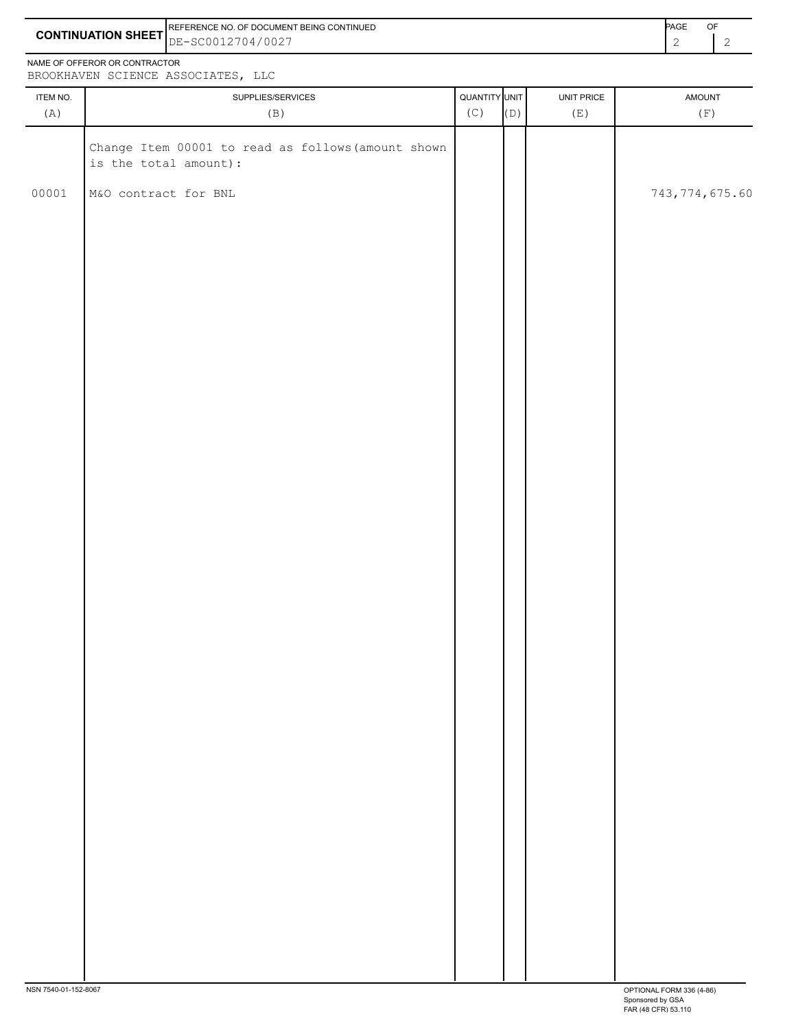**CONTINUATION SHEET**

REFERENCE NO. OF DOCUMENT BEING CONTINUED
DE-SC0012704/0027

NAME OF OFFEROR OR CONTRACTOR
BROOKHAVEN SCIENCE ASSOCIATES, LLC

| ITEM NO. (A) | SUPPLIES/SERVICES (B) | QUANTITY (C) | UNIT (D) | UNIT PRICE (E) | AMOUNT (F) |
|---|---|---|---|---|---|
| | Change Item 00001 to read as follows(amount shown is the total amount): | | | | |
| 00001 | M&O contract for BNL | | | | 743,774,675.60 |

NSN 7540-01-152-8067

OPTIONAL FORM 336 (4-86)
Sponsored by GSA
FAR (48 CFR) 53.110